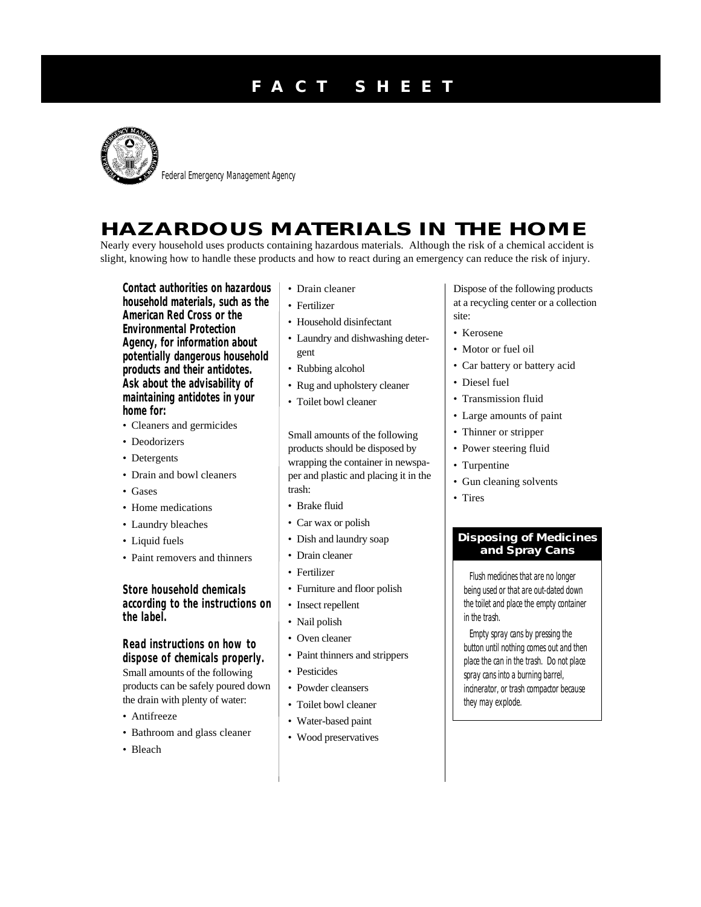# FACT SHEET

Federal Emergency Management Agency

## HAZARDOUS MATERIALS IN THE HOME

Nearly every household uses products containing hazardous materials. Although the risk of a chemical accident is slight, knowing how to handle these products and how to react during an emergency can reduce the risk of injury.

**Contact authorities on hazardous household materials, such as the American Red Cross or the Environmental Protection Agency, for information about potentially dangerous household products and their antidotes. Ask about the advisability of maintaining antidotes in your home for:**

- Cleaners and germicides
- Deodorizers
- Detergents
- Drain and bowl cleaners
- Gases
- Home medications
- Laundry bleaches
- Liquid fuels
- Paint removers and thinners

**Store household chemicals according to the instructions on the label.**

**Read instructions on how to dispose of chemicals properly.** Small amounts of the following products can be safely poured down the drain with plenty of water:

- Antifreeze
- Bathroom and glass cleaner
- Bleach
- Drain cleaner
- Fertilizer
- Household disinfectant
- Laundry and dishwashing detergent
- Rubbing alcohol
- Rug and upholstery cleaner
- Toilet bowl cleaner

Small amounts of the following products should be disposed by wrapping the container in newspaper and plastic and placing it in the trash:

- Brake fluid
- Car wax or polish
- Dish and laundry soap
- Drain cleaner
- Fertilizer
- Furniture and floor polish
- Insect repellent
- Nail polish
- Oven cleaner
- Paint thinners and strippers
- Pesticides
- Powder cleansers
- Toilet bowl cleaner
- Water-based paint
- Wood preservatives

Dispose of the following products at a recycling center or a collection site:

- Kerosene
- Motor or fuel oil
- Car battery or battery acid
- Diesel fuel
- Transmission fluid
- Large amounts of paint
- Thinner or stripper
- Power steering fluid
- Turpentine
- Gun cleaning solvents
- Tires

### Disposing of Medicines and Spray Cans

Flush medicines that are no longer being used or that are out-dated down the toilet and place the empty container in the trash.

Empty spray cans by pressing the button until nothing comes out and then place the can in the trash. Do not place spray cans into a burning barrel, incinerator, or trash compactor because they may explode.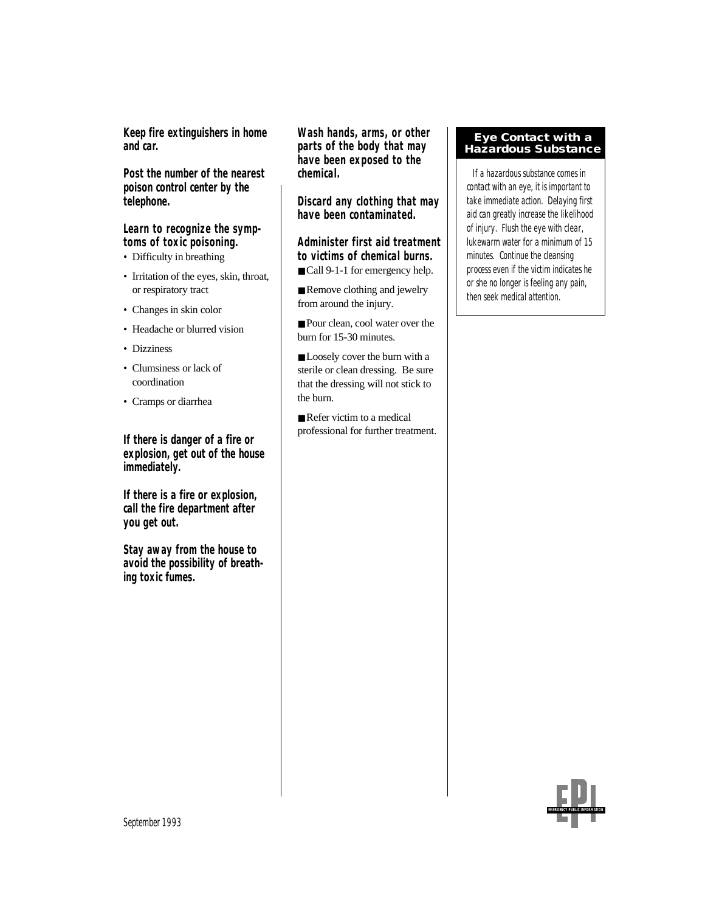**Keep fire extinguishers in home and car.**

**Post the number of the nearest poison control center by the telephone.**

**Learn to recognize the symptoms of toxic poisoning.**

- Difficulty in breathing
- Irritation of the eyes, skin, throat, or respiratory tract
- Changes in skin color
- Headache or blurred vision
- Dizziness
- Clumsiness or lack of coordination
- Cramps or diarrhea

**If there is danger of a fire or explosion, get out of the house immediately.**

**If there is a fire or explosion, call the fire department after you get out.**

**Stay away from the house to avoid the possibility of breathing toxic fumes.**

**Wash hands, arms, or other parts of the body that may have been exposed to the chemical.**

**Discard any clothing that may have been contaminated.**

**Administer first aid treatment to victims of chemical burns.**

- Call 9-1-1 for emergency help.
- Remove clothing and jewelry from around the injury.
- Pour clean, cool water over the burn for 15-30 minutes.
- Loosely cover the burn with a sterile or clean dressing. Be sure that the dressing will not stick to the burn.
- Refer victim to a medical professional for further treatment.

## Eye Contact with a Hazardous Substance

If a hazardous substance comes in contact with an eye, it is important to take immediate action. Delaying first aid can greatly increase the likelihood of injury. Flush the eye with clear, lukewarm water for a minimum of 15 minutes. Continue the cleansing process even if the victim indicates he or she no longer is feeling any pain, then seek medical attention.

EPI EMERGENCY PUBLIC INFORMATION

September 1993